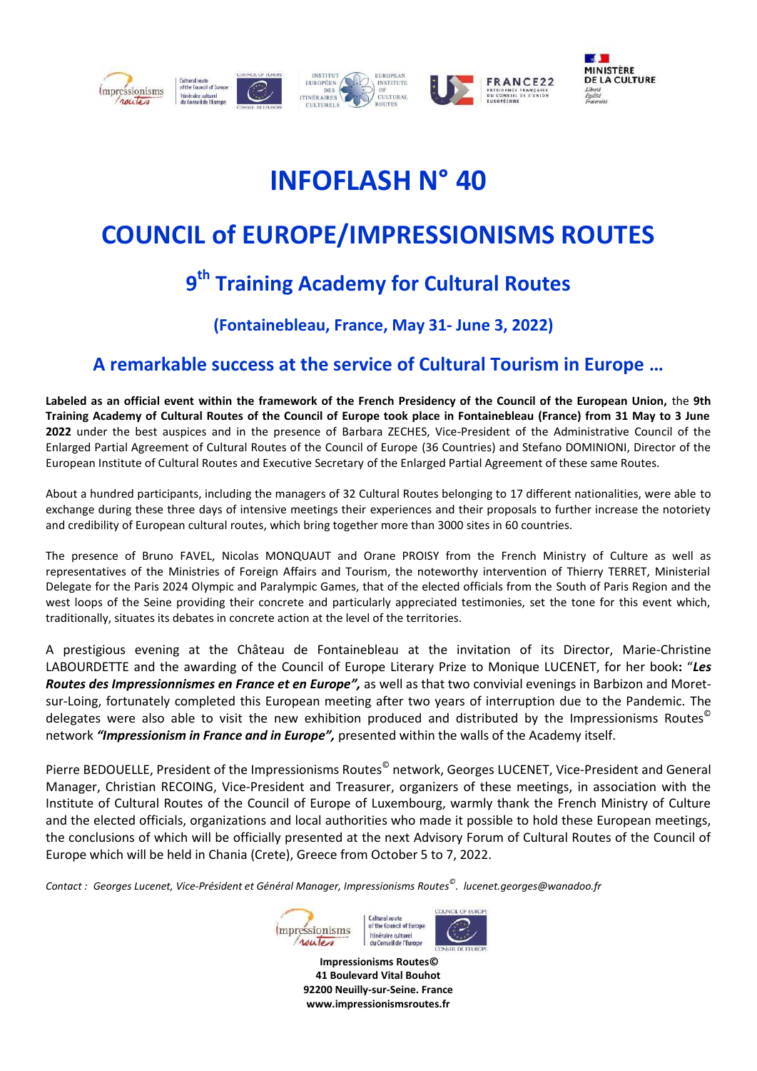# INFOFLASH N° 40

# COUNCIL of EUROPE/IMPRESSIONISMS ROUTES

## 9th Training Academy for Cultural Routes

### (Fontainebleau, France, May 31- June 3, 2022)

## A remarkable success at the service of Cultural Tourism in Europe …

**Labeled as an official event within the framework of the French Presidency of the Council of the European Union,** the **9th Training Academy of Cultural Routes of the Council of Europe took place in Fontainebleau (France) from 31 May to 3 June 2022** under the best auspices and in the presence of Barbara ZECHES, Vice-President of the Administrative Council of the Enlarged Partial Agreement of Cultural Routes of the Council of Europe (36 Countries) and Stefano DOMINIONI, Director of the European Institute of Cultural Routes and Executive Secretary of the Enlarged Partial Agreement of these same Routes.

About a hundred participants, including the managers of 32 Cultural Routes belonging to 17 different nationalities, were able to exchange during these three days of intensive meetings their experiences and their proposals to further increase the notoriety and credibility of European cultural routes, which bring together more than 3000 sites in 60 countries.

The presence of Bruno FAVEL, Nicolas MONQUAUT and Orane PROISY from the French Ministry of Culture as well as representatives of the Ministries of Foreign Affairs and Tourism, the noteworthy intervention of Thierry TERRET, Ministerial Delegate for the Paris 2024 Olympic and Paralympic Games, that of the elected officials from the South of Paris Region and the west loops of the Seine providing their concrete and particularly appreciated testimonies, set the tone for this event which, traditionally, situates its debates in concrete action at the level of the territories.

A prestigious evening at the Château de Fontainebleau at the invitation of its Director, Marie-Christine LABOURDETTE and the awarding of the Council of Europe Literary Prize to Monique LUCENET, for her book**:** "***Les Routes des Impressionnismes en France et en Europe",*** as well as that two convivial evenings in Barbizon and Moret-sur-Loing, fortunately completed this European meeting after two years of interruption due to the Pandemic. The delegates were also able to visit the new exhibition produced and distributed by the Impressionisms Routes© network ***"Impressionism in France and in Europe",*** presented within the walls of the Academy itself.

Pierre BEDOUELLE, President of the Impressionisms Routes© network, Georges LUCENET, Vice-President and General Manager, Christian RECOING, Vice-President and Treasurer, organizers of these meetings, in association with the Institute of Cultural Routes of the Council of Europe of Luxembourg, warmly thank the French Ministry of Culture and the elected officials, organizations and local authorities who made it possible to hold these European meetings, the conclusions of which will be officially presented at the next Advisory Forum of Cultural Routes of the Council of Europe which will be held in Chania (Crete), Greece from October 5 to 7, 2022.

*Contact : Georges Lucenet, Vice-Président et Général Manager, Impressionisms Routes©. lucenet.georges@wanadoo.fr*

**Impressionisms Routes©**
**41 Boulevard Vital Bouhot**
**92200 Neuilly-sur-Seine. France**
**www.impressionismsroutes.fr**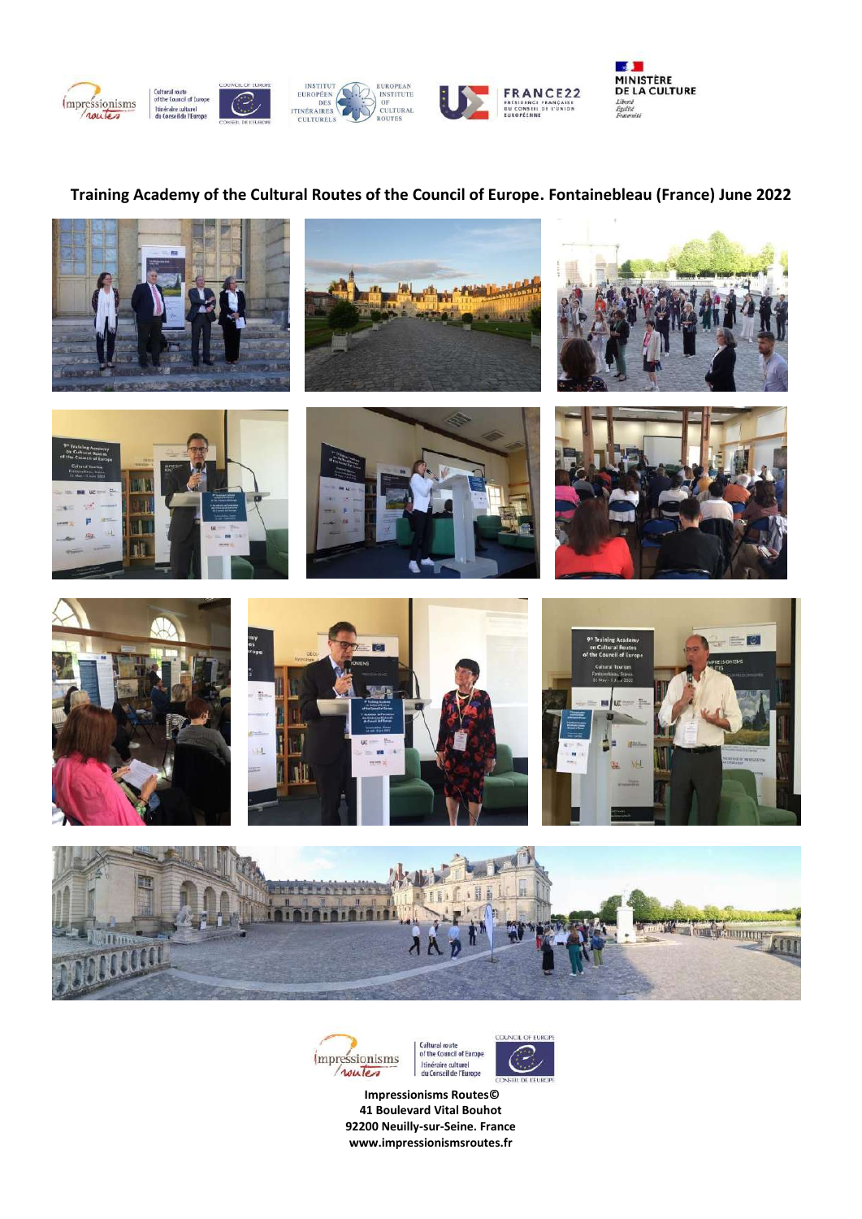**Training Academy of the Cultural Routes of the Council of Europe. Fontainebleau (France) June 2022**

**Impressionisms Routes©**
**41 Boulevard Vital Bouhot**
**92200 Neuilly-sur-Seine. France**
**www.impressionismsroutes.fr**